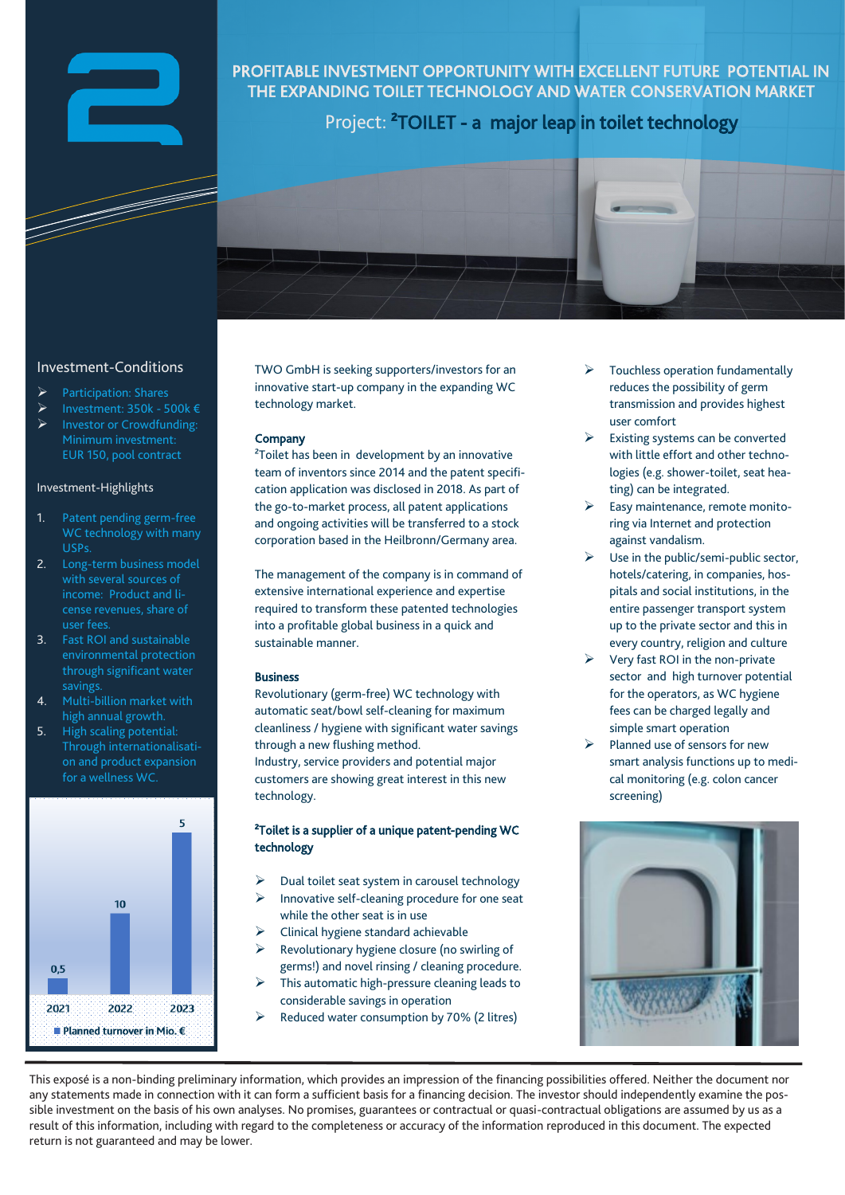# PROFITABLE INVESTMENT OPPORTUNITY WITH EXCELLENT FUTURE POTENTIAL IN THE EXPANDING TOILET TECHNOLOGY AND WATER CONSERVATION MARKET

## Project: ²TOILET - a major leap in toilet technology

### Investment-Conditions

- Participation: Shares
- Investment: 350k - 500k €
- Investor or Crowdfunding: Minimum investment: EUR 150, pool contract

### Investment-Highlights

1. Patent pending germ-free WC technology with many USPs.
2. Long-term business model with several sources of income: Product and license revenues, share of user fees.
3. Fast ROI and sustainable environmental protection through significant water savings.
4. Multi-billion market with high annual growth.
5. High scaling potential: Through internationalisation and product expansion for a wellness WC.

| Year | Planned turnover in Mio. € |
|---|---|
| 2021 | 0,5 |
| 2022 | 10 |
| 2023 | 5 |

TWO GmbH is seeking supporters/investors for an innovative start-up company in the expanding WC technology market.

**Company**

²Toilet has been in development by an innovative team of inventors since 2014 and the patent specification application was disclosed in 2018. As part of the go-to-market process, all patent applications and ongoing activities will be transferred to a stock corporation based in the Heilbronn/Germany area.

The management of the company is in command of extensive international experience and expertise required to transform these patented technologies into a profitable global business in a quick and sustainable manner.

**Business**

Revolutionary (germ-free) WC technology with automatic seat/bowl self-cleaning for maximum cleanliness / hygiene with significant water savings through a new flushing method.
Industry, service providers and potential major customers are showing great interest in this new technology.

**²Toilet is a supplier of a unique patent-pending WC technology**

- Dual toilet seat system in carousel technology
- Innovative self-cleaning procedure for one seat while the other seat is in use
- Clinical hygiene standard achievable
- Revolutionary hygiene closure (no swirling of germs!) and novel rinsing / cleaning procedure.
- This automatic high-pressure cleaning leads to considerable savings in operation
- Reduced water consumption by 70% (2 litres)
- Touchless operation fundamentally reduces the possibility of germ transmission and provides highest user comfort
- Existing systems can be converted with little effort and other technologies (e.g. shower-toilet, seat heating) can be integrated.
- Easy maintenance, remote monitoring via Internet and protection against vandalism.
- Use in the public/semi-public sector, hotels/catering, in companies, hospitals and social institutions, in the entire passenger transport system up to the private sector and this in every country, religion and culture
- Very fast ROI in the non-private sector and high turnover potential for the operators, as WC hygiene fees can be charged legally and simple smart operation
- Planned use of sensors for new smart analysis functions up to medical monitoring (e.g. colon cancer screening)

This exposé is a non-binding preliminary information, which provides an impression of the financing possibilities offered. Neither the document nor any statements made in connection with it can form a sufficient basis for a financing decision. The investor should independently examine the possible investment on the basis of his own analyses. No promises, guarantees or contractual or quasi-contractual obligations are assumed by us as a result of this information, including with regard to the completeness or accuracy of the information reproduced in this document. The expected return is not guaranteed and may be lower.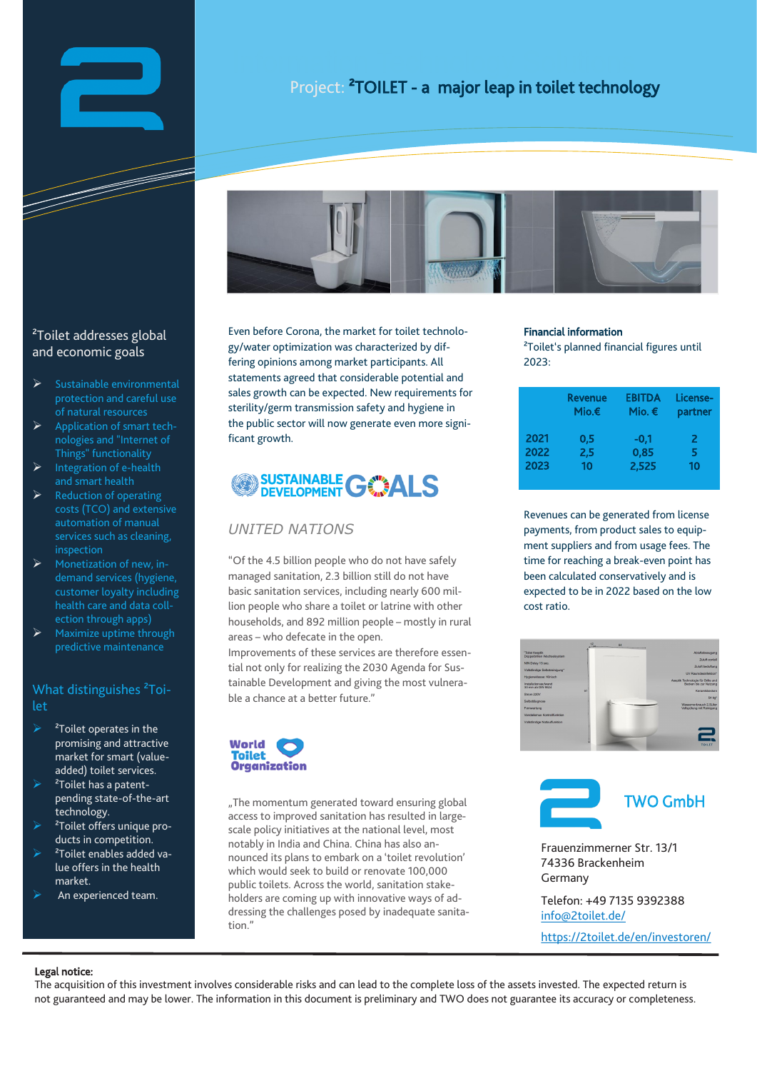# Project: ²TOILET - a major leap in toilet technology

## ²Toilet addresses global and economic goals

- Sustainable environmental protection and careful use of natural resources
- Application of smart technologies and "Internet of Things" functionality
- Integration of e-health and smart health
- Reduction of operating costs (TCO) and extensive automation of manual services such as cleaning, inspection
- Monetization of new, in-demand services (hygiene, customer loyalty including health care and data collection through apps)
- Maximize uptime through predictive maintenance

## What distinguishes ²Toilet

- ²Toilet operates in the promising and attractive market for smart (value-added) toilet services.
- ²Toilet has a patent-pending state-of-the-art technology.
- ²Toilet offers unique products in competition.
- ²Toilet enables added value offers in the health market.
- An experienced team.

Even before Corona, the market for toilet technology/water optimization was characterized by differing opinions among market participants. All statements agreed that considerable potential and sales growth can be expected. New requirements for sterility/germ transmission safety and hygiene in the public sector will now generate even more significant growth.

SUSTAINABLE DEVELOPMENT GOALS

*UNITED NATIONS*

"Of the 4.5 billion people who do not have safely managed sanitation, 2.3 billion still do not have basic sanitation services, including nearly 600 million people who share a toilet or latrine with other households, and 892 million people – mostly in rural areas – who defecate in the open.
Improvements of these services are therefore essential not only for realizing the 2030 Agenda for Sustainable Development and giving the most vulnerable a chance at a better future."

World Toilet Organization

„The momentum generated toward ensuring global access to improved sanitation has resulted in large-scale policy initiatives at the national level, most notably in India and China. China has also announced its plans to embark on a 'toilet revolution' which would seek to build or renovate 100,000 public toilets. Across the world, sanitation stakeholders are coming up with innovative ways of addressing the challenges posed by inadequate sanitation."

**Financial information**

²Toilet's planned financial figures until 2023:

| | Revenue Mio.€ | EBITDA Mio. € | License-partner |
|---|---|---|---|
| 2021 | 0,5 | -0,1 | 2 |
| 2022 | 2,5 | 0,85 | 5 |
| 2023 | 10 | 2,525 | 10 |

Revenues can be generated from license payments, from product sales to equipment suppliers and from usage fees. The time for reaching a break-even point has been calculated conservatively and is expected to be in 2022 based on the low cost ratio.

TWO GmbH

Frauenzimmerner Str. 13/1
74336 Brackenheim
Germany

Telefon: +49 7135 9392388
info@2toilet.de/

https://2toilet.de/en/investoren/

**Legal notice:**
The acquisition of this investment involves considerable risks and can lead to the complete loss of the assets invested. The expected return is not guaranteed and may be lower. The information in this document is preliminary and TWO does not guarantee its accuracy or completeness.